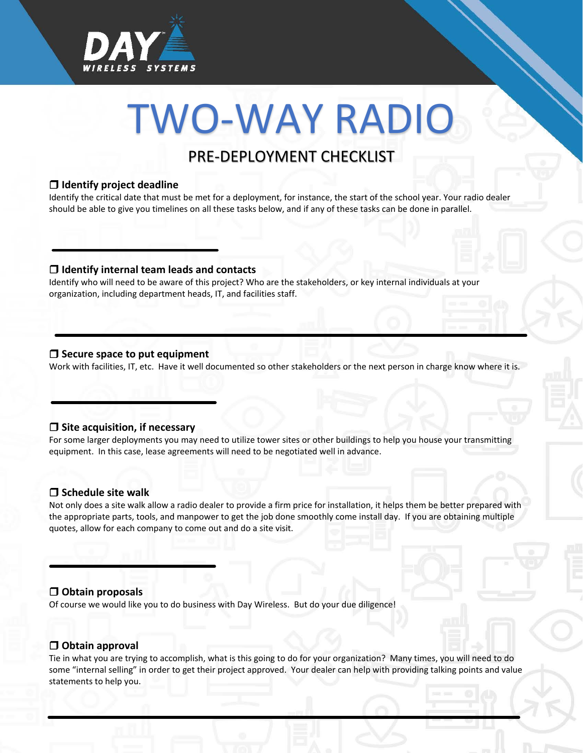# TWO-WAY RADIO

## PRE-DEPLOYMENT CHECKLIST

### ☐ Identify project deadline

Identify the critical date that must be met for a deployment, for instance, the start of the school year. Your radio dealer should be able to give you timelines on all these tasks below, and if any of these tasks can be done in parallel.

### ☐ Identify internal team leads and contacts

Identify who will need to be aware of this project? Who are the stakeholders, or key internal individuals at your organization, including department heads, IT, and facilities staff.

### ☐ Secure space to put equipment

Work with facilities, IT, etc. Have it well documented so other stakeholders or the next person in charge know where it is.

### ☐ Site acquisition, if necessary

For some larger deployments you may need to utilize tower sites or other buildings to help you house your transmitting equipment. In this case, lease agreements will need to be negotiated well in advance.

### ☐ Schedule site walk

Not only does a site walk allow a radio dealer to provide a firm price for installation, it helps them be better prepared with the appropriate parts, tools, and manpower to get the job done smoothly come install day. If you are obtaining multiple quotes, allow for each company to come out and do a site visit.

### ☐ Obtain proposals

Of course we would like you to do business with Day Wireless. But do your due diligence!

### ☐ Obtain approval

Tie in what you are trying to accomplish, what is this going to do for your organization? Many times, you will need to do some "internal selling" in order to get their project approved. Your dealer can help with providing talking points and value statements to help you.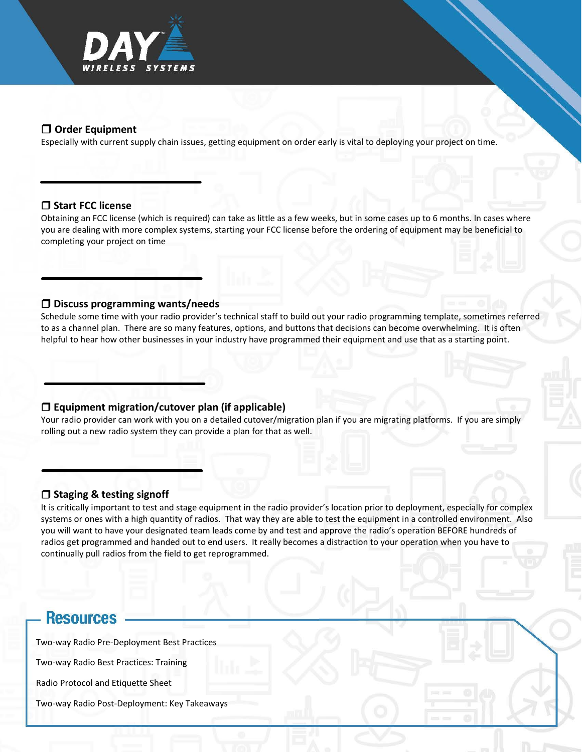❒ **Order Equipment**

Especially with current supply chain issues, getting equipment on order early is vital to deploying your project on time.

---

❒ **Start FCC license**

Obtaining an FCC license (which is required) can take as little as a few weeks, but in some cases up to 6 months. In cases where you are dealing with more complex systems, starting your FCC license before the ordering of equipment may be beneficial to completing your project on time

---

❒ **Discuss programming wants/needs**

Schedule some time with your radio provider's technical staff to build out your radio programming template, sometimes referred to as a channel plan. There are so many features, options, and buttons that decisions can become overwhelming. It is often helpful to hear how other businesses in your industry have programmed their equipment and use that as a starting point.

---

❒ **Equipment migration/cutover plan (if applicable)**

Your radio provider can work with you on a detailed cutover/migration plan if you are migrating platforms. If you are simply rolling out a new radio system they can provide a plan for that as well.

---

❒ **Staging & testing signoff**

It is critically important to test and stage equipment in the radio provider's location prior to deployment, especially for complex systems or ones with a high quantity of radios. That way they are able to test the equipment in a controlled environment. Also you will want to have your designated team leads come by and test and approve the radio's operation BEFORE hundreds of radios get programmed and handed out to end users. It really becomes a distraction to your operation when you have to continually pull radios from the field to get reprogrammed.

## Resources

Two-way Radio Pre-Deployment Best Practices

Two-way Radio Best Practices: Training

Radio Protocol and Etiquette Sheet

Two-way Radio Post-Deployment: Key Takeaways